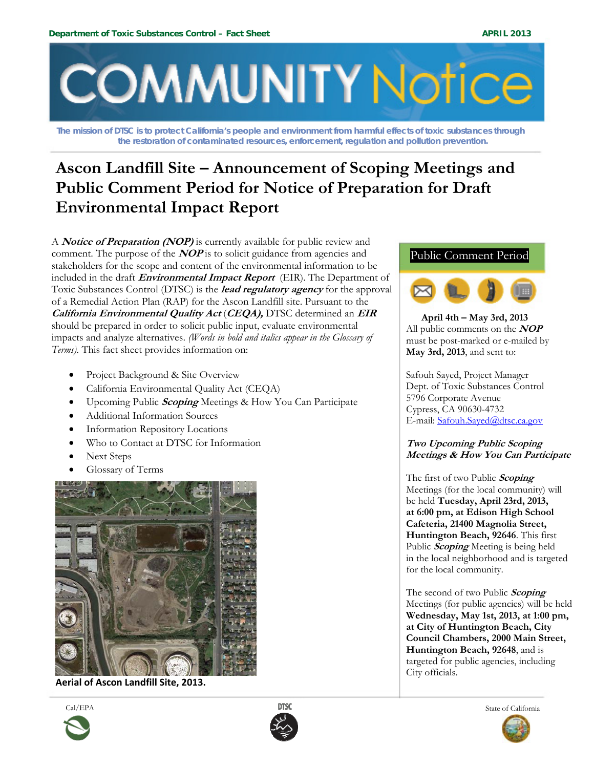Department of Toxic Substances Control – Fact Sheet

APRIL 2013

# COMMUNITY Notice

The mission of DTSC is to protect California's people and environment from harmful effects of toxic substances through the restoration of contaminated resources, enforcement, regulation and pollution prevention.

# Ascon Landfill Site – Announcement of Scoping Meetings and Public Comment Period for Notice of Preparation for Draft Environmental Impact Report

A ***Notice of Preparation (NOP)*** is currently available for public review and comment. The purpose of the ***NOP*** is to solicit guidance from agencies and stakeholders for the scope and content of the environmental information to be included in the draft ***Environmental Impact Report*** (EIR). The Department of Toxic Substances Control (DTSC) is the ***lead regulatory agency*** for the approval of a Remedial Action Plan (RAP) for the Ascon Landfill site. Pursuant to the ***California Environmental Quality Act*** (***CEQA),*** DTSC determined an ***EIR*** should be prepared in order to solicit public input, evaluate environmental impacts and analyze alternatives. *(Words in bold and italics appear in the Glossary of Terms).* This fact sheet provides information on:

- Project Background & Site Overview
- California Environmental Quality Act (CEQA)
- Upcoming Public ***Scoping*** Meetings & How You Can Participate
- Additional Information Sources
- Information Repository Locations
- Who to Contact at DTSC for Information
- Next Steps
- Glossary of Terms

**Aerial of Ascon Landfill Site, 2013.**

## Public Comment Period

**April 4th – May 3rd, 2013**

All public comments on the ***NOP*** must be post-marked or e-mailed by **May 3rd, 2013**, and sent to:

Safouh Sayed, Project Manager
Dept. of Toxic Substances Control
5796 Corporate Avenue
Cypress, CA 90630-4732
E-mail: Safouh.Sayed@dtsc.ca.gov

### *Two Upcoming Public Scoping Meetings & How You Can Participate*

The first of two Public ***Scoping*** Meetings (for the local community) will be held **Tuesday, April 23rd, 2013, at 6:00 pm, at Edison High School Cafeteria, 21400 Magnolia Street, Huntington Beach, 92646**. This first Public ***Scoping*** Meeting is being held in the local neighborhood and is targeted for the local community.

The second of two Public ***Scoping*** Meetings (for public agencies) will be held **Wednesday, May 1st, 2013, at 1:00 pm, at City of Huntington Beach, City Council Chambers, 2000 Main Street, Huntington Beach, 92648**, and is targeted for public agencies, including City officials.

Cal/EPA

DTSC

State of California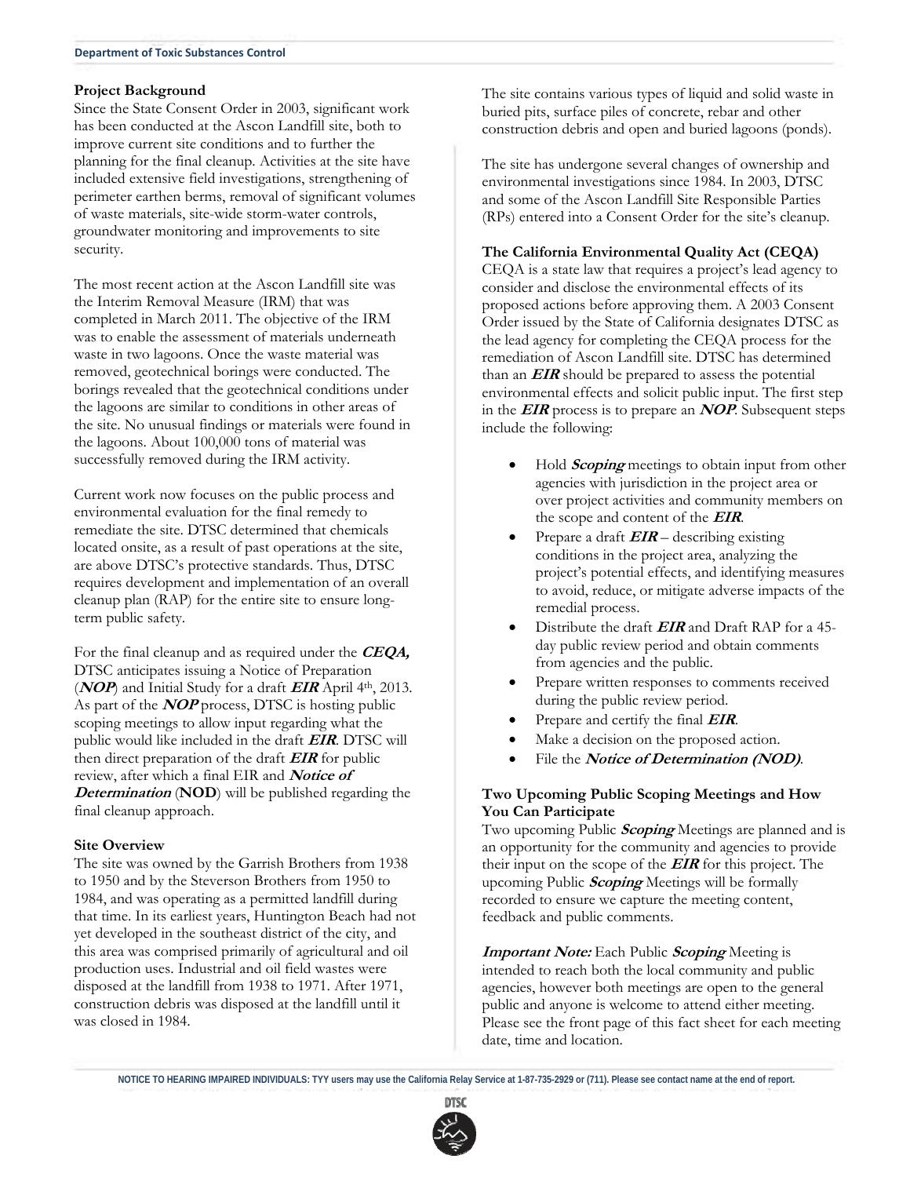## Project Background

Since the State Consent Order in 2003, significant work has been conducted at the Ascon Landfill site, both to improve current site conditions and to further the planning for the final cleanup. Activities at the site have included extensive field investigations, strengthening of perimeter earthen berms, removal of significant volumes of waste materials, site-wide storm-water controls, groundwater monitoring and improvements to site security.

The most recent action at the Ascon Landfill site was the Interim Removal Measure (IRM) that was completed in March 2011. The objective of the IRM was to enable the assessment of materials underneath waste in two lagoons. Once the waste material was removed, geotechnical borings were conducted. The borings revealed that the geotechnical conditions under the lagoons are similar to conditions in other areas of the site. No unusual findings or materials were found in the lagoons. About 100,000 tons of material was successfully removed during the IRM activity.

Current work now focuses on the public process and environmental evaluation for the final remedy to remediate the site. DTSC determined that chemicals located onsite, as a result of past operations at the site, are above DTSC's protective standards. Thus, DTSC requires development and implementation of an overall cleanup plan (RAP) for the entire site to ensure long-term public safety.

For the final cleanup and as required under the ***CEQA,*** DTSC anticipates issuing a Notice of Preparation (***NOP***) and Initial Study for a draft ***EIR*** April 4th, 2013. As part of the ***NOP*** process, DTSC is hosting public scoping meetings to allow input regarding what the public would like included in the draft ***EIR***. DTSC will then direct preparation of the draft ***EIR*** for public review, after which a final EIR and ***Notice of Determination*** (**NOD**) will be published regarding the final cleanup approach.

## Site Overview

The site was owned by the Garrish Brothers from 1938 to 1950 and by the Steverson Brothers from 1950 to 1984, and was operating as a permitted landfill during that time. In its earliest years, Huntington Beach had not yet developed in the southeast district of the city, and this area was comprised primarily of agricultural and oil production uses. Industrial and oil field wastes were disposed at the landfill from 1938 to 1971. After 1971, construction debris was disposed at the landfill until it was closed in 1984.

The site contains various types of liquid and solid waste in buried pits, surface piles of concrete, rebar and other construction debris and open and buried lagoons (ponds).

The site has undergone several changes of ownership and environmental investigations since 1984. In 2003, DTSC and some of the Ascon Landfill Site Responsible Parties (RPs) entered into a Consent Order for the site's cleanup.

## The California Environmental Quality Act (CEQA)

CEQA is a state law that requires a project's lead agency to consider and disclose the environmental effects of its proposed actions before approving them. A 2003 Consent Order issued by the State of California designates DTSC as the lead agency for completing the CEQA process for the remediation of Ascon Landfill site. DTSC has determined than an ***EIR*** should be prepared to assess the potential environmental effects and solicit public input. The first step in the ***EIR*** process is to prepare an ***NOP***. Subsequent steps include the following:

- Hold ***Scoping*** meetings to obtain input from other agencies with jurisdiction in the project area or over project activities and community members on the scope and content of the ***EIR***.
- Prepare a draft ***EIR*** – describing existing conditions in the project area, analyzing the project's potential effects, and identifying measures to avoid, reduce, or mitigate adverse impacts of the remedial process.
- Distribute the draft ***EIR*** and Draft RAP for a 45-day public review period and obtain comments from agencies and the public.
- Prepare written responses to comments received during the public review period.
- Prepare and certify the final ***EIR***.
- Make a decision on the proposed action.
- File the ***Notice of Determination (NOD)***.

## Two Upcoming Public Scoping Meetings and How You Can Participate

Two upcoming Public ***Scoping*** Meetings are planned and is an opportunity for the community and agencies to provide their input on the scope of the ***EIR*** for this project. The upcoming Public ***Scoping*** Meetings will be formally recorded to ensure we capture the meeting content, feedback and public comments.

***Important Note:*** Each Public ***Scoping*** Meeting is intended to reach both the local community and public agencies, however both meetings are open to the general public and anyone is welcome to attend either meeting. Please see the front page of this fact sheet for each meeting date, time and location.

NOTICE TO HEARING IMPAIRED INDIVIDUALS: TYY users may use the California Relay Service at 1-87-735-2929 or (711). Please see contact name at the end of report.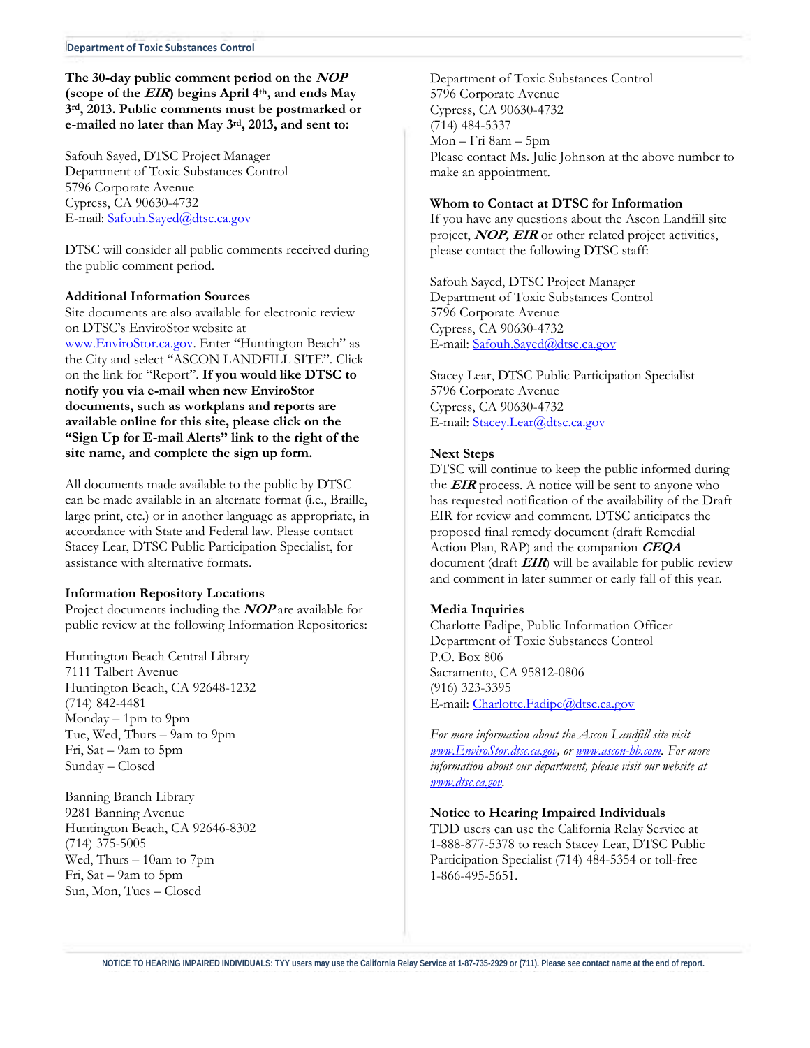**The 30-day public comment period on the *NOP* (scope of the *EIR*) begins April 4th, and ends May 3rd, 2013. Public comments must be postmarked or e-mailed no later than May 3rd, 2013, and sent to:**

Safouh Sayed, DTSC Project Manager
Department of Toxic Substances Control
5796 Corporate Avenue
Cypress, CA 90630-4732
E-mail: Safouh.Sayed@dtsc.ca.gov

DTSC will consider all public comments received during the public comment period.

**Additional Information Sources**

Site documents are also available for electronic review on DTSC's EnviroStor website at www.EnviroStor.ca.gov. Enter "Huntington Beach" as the City and select "ASCON LANDFILL SITE". Click on the link for "Report". **If you would like DTSC to notify you via e-mail when new EnviroStor documents, such as workplans and reports are available online for this site, please click on the "Sign Up for E-mail Alerts" link to the right of the site name, and complete the sign up form.**

All documents made available to the public by DTSC can be made available in an alternate format (i.e., Braille, large print, etc.) or in another language as appropriate, in accordance with State and Federal law. Please contact Stacey Lear, DTSC Public Participation Specialist, for assistance with alternative formats.

**Information Repository Locations**

Project documents including the ***NOP*** are available for public review at the following Information Repositories:

Huntington Beach Central Library
7111 Talbert Avenue
Huntington Beach, CA 92648-1232
(714) 842-4481
Monday – 1pm to 9pm
Tue, Wed, Thurs – 9am to 9pm
Fri, Sat – 9am to 5pm
Sunday – Closed

Banning Branch Library
9281 Banning Avenue
Huntington Beach, CA 92646-8302
(714) 375-5005
Wed, Thurs – 10am to 7pm
Fri, Sat – 9am to 5pm
Sun, Mon, Tues – Closed

Department of Toxic Substances Control
5796 Corporate Avenue
Cypress, CA 90630-4732
(714) 484-5337
Mon – Fri 8am – 5pm
Please contact Ms. Julie Johnson at the above number to make an appointment.

**Whom to Contact at DTSC for Information**

If you have any questions about the Ascon Landfill site project, ***NOP, EIR*** or other related project activities, please contact the following DTSC staff:

Safouh Sayed, DTSC Project Manager
Department of Toxic Substances Control
5796 Corporate Avenue
Cypress, CA 90630-4732
E-mail: Safouh.Sayed@dtsc.ca.gov

Stacey Lear, DTSC Public Participation Specialist
5796 Corporate Avenue
Cypress, CA 90630-4732
E-mail: Stacey.Lear@dtsc.ca.gov

**Next Steps**

DTSC will continue to keep the public informed during the ***EIR*** process. A notice will be sent to anyone who has requested notification of the availability of the Draft EIR for review and comment. DTSC anticipates the proposed final remedy document (draft Remedial Action Plan, RAP) and the companion ***CEQA*** document (draft ***EIR***) will be available for public review and comment in later summer or early fall of this year.

**Media Inquiries**

Charlotte Fadipe, Public Information Officer
Department of Toxic Substances Control
P.O. Box 806
Sacramento, CA 95812-0806
(916) 323-3395
E-mail: Charlotte.Fadipe@dtsc.ca.gov

*For more information about the Ascon Landfill site visit www.EnviroStor.dtsc.ca.gov, or www.ascon-hb.com. For more information about our department, please visit our website at www.dtsc.ca.gov.*

**Notice to Hearing Impaired Individuals**

TDD users can use the California Relay Service at 1-888-877-5378 to reach Stacey Lear, DTSC Public Participation Specialist (714) 484-5354 or toll-free 1-866-495-5651.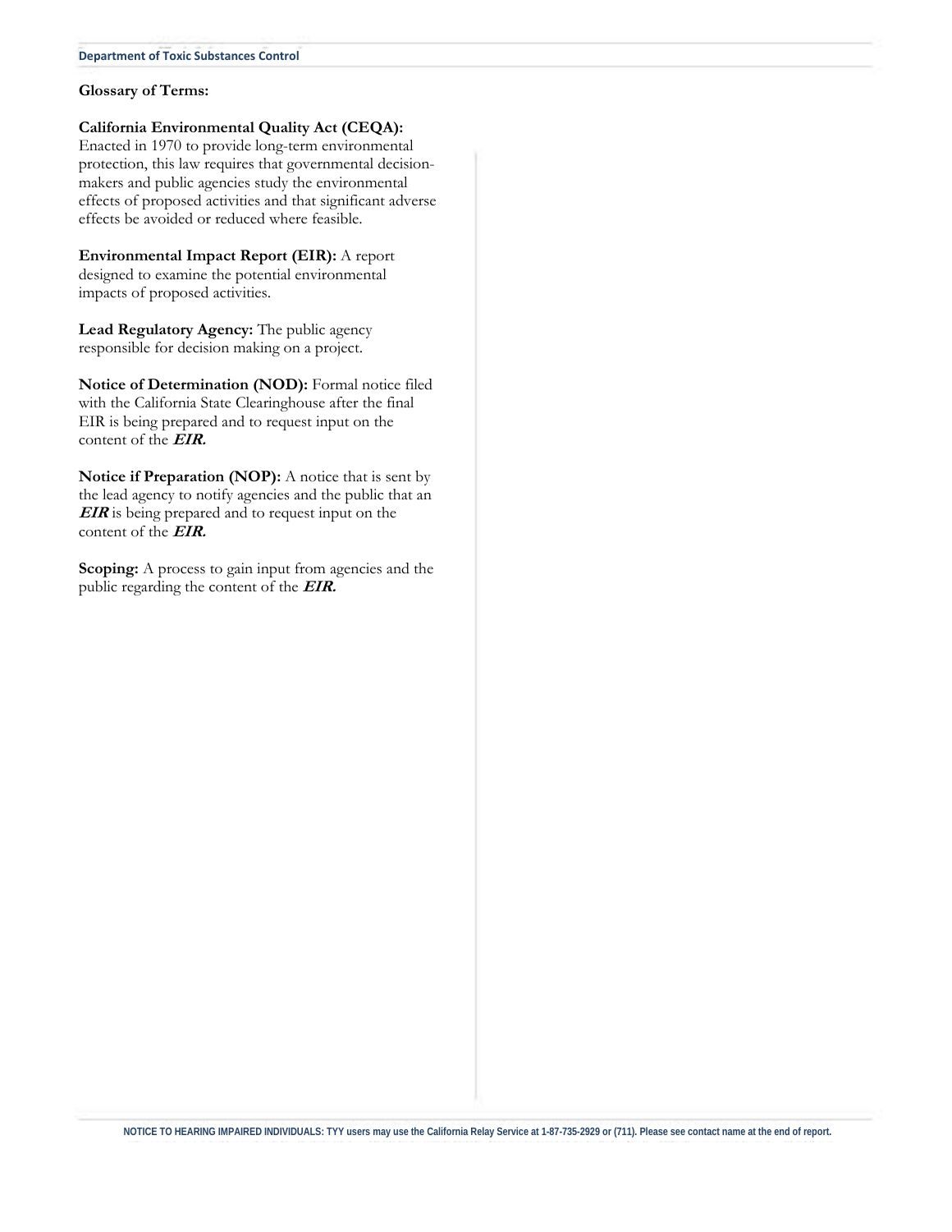**Glossary of Terms:**

**California Environmental Quality Act (CEQA):** Enacted in 1970 to provide long-term environmental protection, this law requires that governmental decision-makers and public agencies study the environmental effects of proposed activities and that significant adverse effects be avoided or reduced where feasible.

**Environmental Impact Report (EIR):** A report designed to examine the potential environmental impacts of proposed activities.

**Lead Regulatory Agency:** The public agency responsible for decision making on a project.

**Notice of Determination (NOD):** Formal notice filed with the California State Clearinghouse after the final EIR is being prepared and to request input on the content of the ***EIR.***

**Notice if Preparation (NOP):** A notice that is sent by the lead agency to notify agencies and the public that an ***EIR*** is being prepared and to request input on the content of the ***EIR.***

**Scoping:** A process to gain input from agencies and the public regarding the content of the ***EIR.***

NOTICE TO HEARING IMPAIRED INDIVIDUALS: TYY users may use the California Relay Service at 1-87-735-2929 or (711). Please see contact name at the end of report.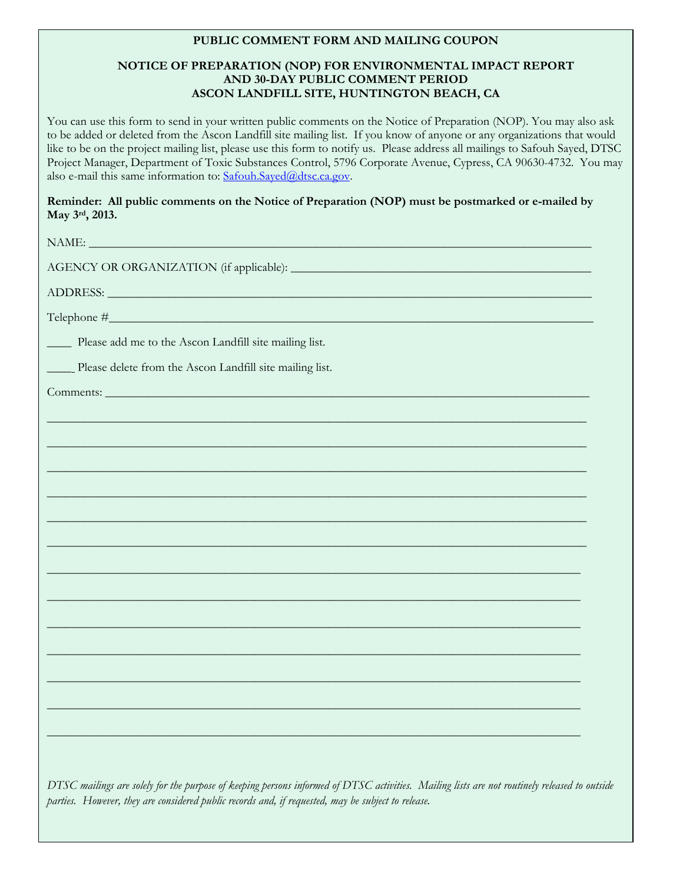**PUBLIC COMMENT FORM AND MAILING COUPON**

**NOTICE OF PREPARATION (NOP) FOR ENVIRONMENTAL IMPACT REPORT AND 30-DAY PUBLIC COMMENT PERIOD ASCON LANDFILL SITE, HUNTINGTON BEACH, CA**

You can use this form to send in your written public comments on the Notice of Preparation (NOP). You may also ask to be added or deleted from the Ascon Landfill site mailing list. If you know of anyone or any organizations that would like to be on the project mailing list, please use this form to notify us. Please address all mailings to Safouh Sayed, DTSC Project Manager, Department of Toxic Substances Control, 5796 Corporate Avenue, Cypress, CA 90630-4732. You may also e-mail this same information to: Safouh.Sayed@dtsc.ca.gov.

**Reminder: All public comments on the Notice of Preparation (NOP) must be postmarked or e-mailed by May 3rd, 2013.**

NAME: ______________________________________________________________________

AGENCY OR ORGANIZATION (if applicable): ____________________________________

ADDRESS: ___________________________________________________________________

Telephone #__________________________________________________________________

____ Please add me to the Ascon Landfill site mailing list.

____ Please delete from the Ascon Landfill site mailing list.

Comments: __________________________________________________________________

___________________________________________________________________________

___________________________________________________________________________

___________________________________________________________________________

___________________________________________________________________________

___________________________________________________________________________

___________________________________________________________________________

___________________________________________________________________________

___________________________________________________________________________

___________________________________________________________________________

___________________________________________________________________________

___________________________________________________________________________

___________________________________________________________________________

___________________________________________________________________________

*DTSC mailings are solely for the purpose of keeping persons informed of DTSC activities. Mailing lists are not routinely released to outside parties. However, they are considered public records and, if requested, may be subject to release.*